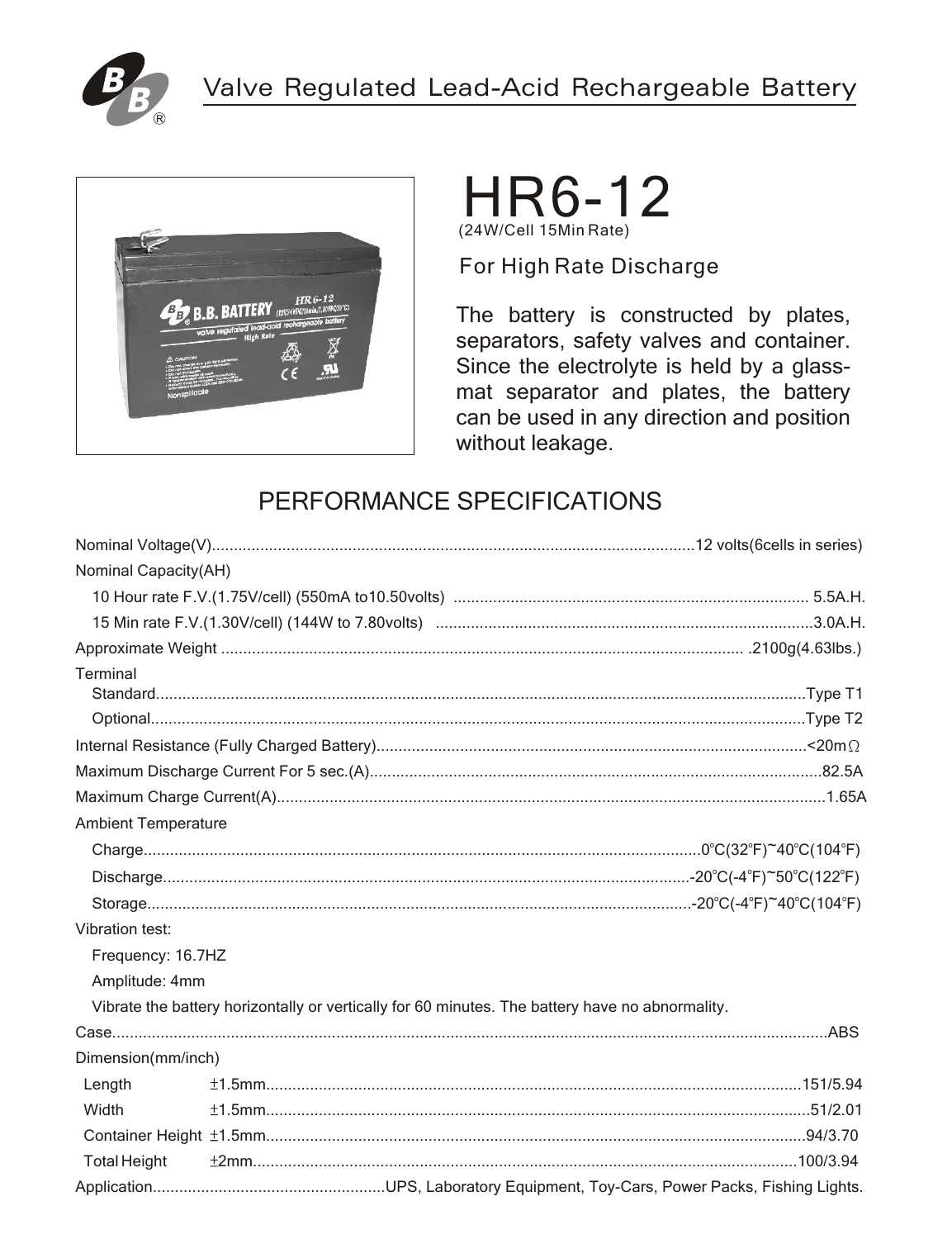# Valve Regulated Lead-Acid Rechargeable Battery

# HR6-12

(24W/Cell 15Min Rate)

## For High Rate Discharge

The battery is constructed by plates, separators, safety valves and container. Since the electrolyte is held by a glass-mat separator and plates, the battery can be used in any direction and position without leakage.

## PERFORMANCE SPECIFICATIONS

Nominal Voltage(V)..........12 volts(6cells in series)

Nominal Capacity(AH)

- 10 Hour rate F.V.(1.75V/cell) (550mA to10.50volts) .......... 5.5A.H.
- 15 Min rate F.V.(1.30V/cell) (144W to 7.80volts) ..........3.0A.H.

Approximate Weight .......... .2100g(4.63lbs.)

Terminal

- Standard..........Type T1
- Optional..........Type T2

Internal Resistance (Fully Charged Battery)..........<20mΩ

Maximum Discharge Current For 5 sec.(A)..........82.5A

Maximum Charge Current(A)..........1.65A

Ambient Temperature

- Charge..........0°C(32°F)~40°C(104°F)
- Discharge..........-20°C(-4°F)~50°C(122°F)
- Storage..........-20°C(-4°F)~40°C(104°F)

Vibration test:

- Frequency: 16.7HZ
- Amplitude: 4mm
- Vibrate the battery horizontally or vertically for 60 minutes. The battery have no abnormality.

Case..........ABS

Dimension(mm/inch)

| | Tolerance | mm/inch |
|---|---|---|
| Length | ±1.5mm | 151/5.94 |
| Width | ±1.5mm | 51/2.01 |
| Container Height | ±1.5mm | 94/3.70 |
| Total Height | ±2mm | 100/3.94 |

Application..........UPS, Laboratory Equipment, Toy-Cars, Power Packs, Fishing Lights.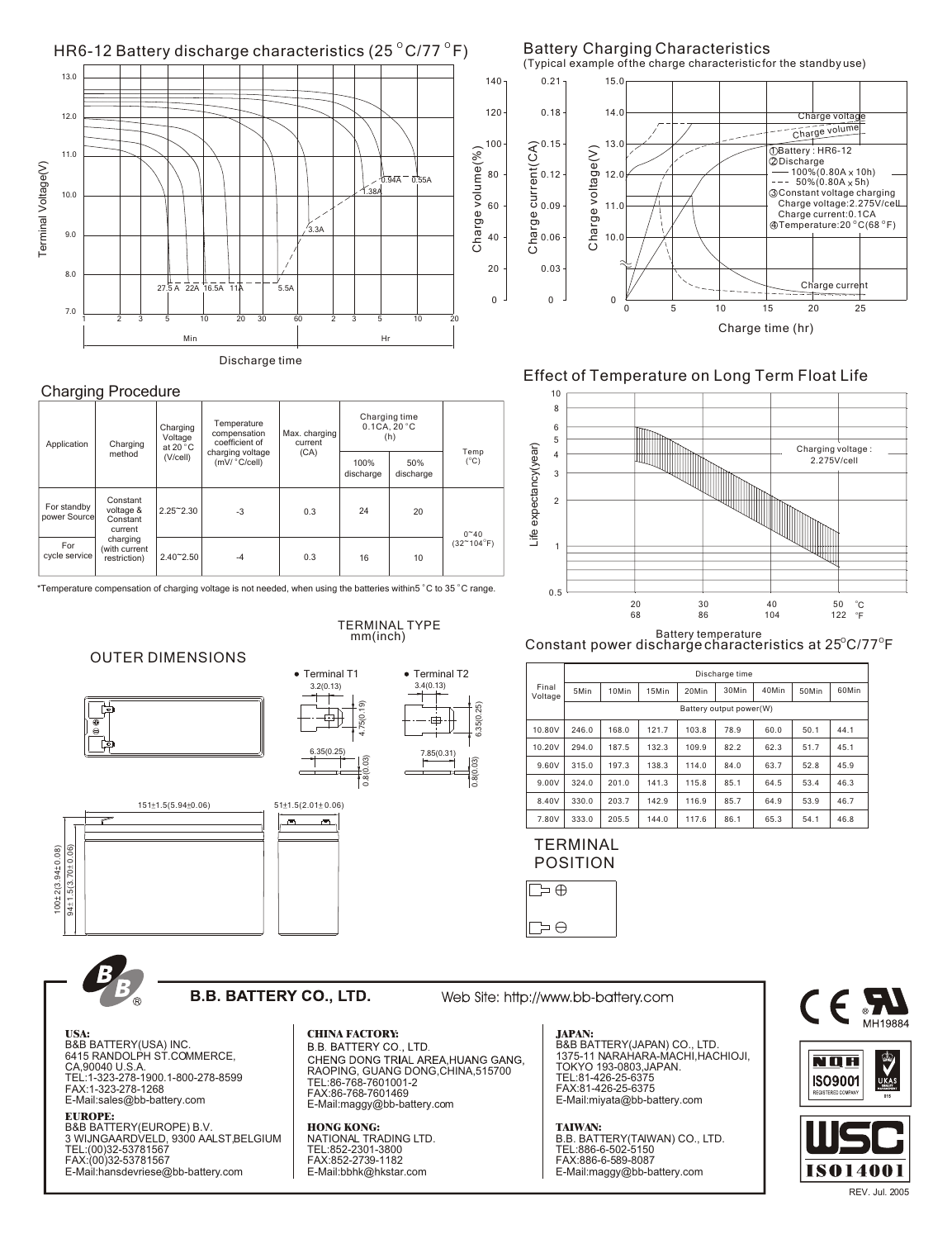## HR6-12 Battery discharge characteristics (25 °C/77 °F)

Terminal Voltage(V)

13.0
12.0
11.0
10.0
9.0
8.0
7.0

0.94A 0.55A
1.38A
3.3A
27.5 A 22A 16.5A 11A 5.5A

1 2 3 5 10 20 30 60 2 3 5 10 20

Min Hr

Discharge time

## Battery Charging Characteristics

(Typical example of the charge characteristic for the standby use)

Charge volume(%) 140 120 100 80 60 40 20 0

Charge current(CA) 0.21 0.18 0.15 0.12 0.09 0.06 0.03 0

Charge voltage(V) 15.0 14.0 13.0 12.0 11.0 10.0 0

Charge voltage
Charge volume

①Battery : HR6-12
②Discharge
—— 100%(0.80A × 10h)
- - - 50%(0.80A × 5h)
③Constant voltage charging
Charge voltage:2.275V/cell
Charge current:0.1CA
④Temperature:20 °C(68 °F)

Charge current

0 5 10 15 20 25

Charge time (hr)

## Charging Procedure

| Application | Charging method | Charging Voltage at 20 °C (V/cell) | Temperature compensation coefficient of charging voltage (mV/ °C/cell) | Max. charging current (CA) | Charging time 0.1CA, 20 °C (h) | | Temp (°C) |
|---|---|---|---|---|---|---|---|
| | | | | | 100% discharge | 50% discharge | |
| For standby power Source | Constant voltage & Constant current charging (with current restriction) | 2.25~2.30 | -3 | 0.3 | 24 | 20 | 0~40 (32~104°F) |
| For cycle service | | 2.40~2.50 | -4 | 0.3 | 16 | 10 | |

*Temperature compensation of charging voltage is not needed, when using the batteries within5 °C to 35 °C range.

## Effect of Temperature on Long Term Float Life

Life expectancy(year)

10 8 6 5 4 3 2 1 0.5

Charging voltage : 2.275V/cell

20 30 40 50 °C
68 86 104 122 °F

Battery temperature

## Constant power discharge characteristics at 25°C/77°F

| Final Voltage | Discharge time | | | | | | | |
|---|---|---|---|---|---|---|---|---|
| | 5Min | 10Min | 15Min | 20Min | 30Min | 40Min | 50Min | 60Min |
| | Battery output power(W) | | | | | | | |
| 10.80V | 246.0 | 168.0 | 121.7 | 103.8 | 78.9 | 60.0 | 50.1 | 44.1 |
| 10.20V | 294.0 | 187.5 | 132.3 | 109.9 | 82.2 | 62.3 | 51.7 | 45.1 |
| 9.60V | 315.0 | 197.3 | 138.3 | 114.0 | 84.0 | 63.7 | 52.8 | 45.9 |
| 9.00V | 324.0 | 201.0 | 141.3 | 115.8 | 85.1 | 64.5 | 53.4 | 46.3 |
| 8.40V | 330.0 | 203.7 | 142.9 | 116.9 | 85.7 | 64.9 | 53.9 | 46.7 |
| 7.80V | 333.0 | 205.5 | 144.0 | 117.6 | 86.1 | 65.3 | 54.1 | 46.8 |

## OUTER DIMENSIONS

### TERMINAL TYPE
mm(inch)

● Terminal T1
3.2(0.13)
4.75(0.19)
6.35(0.25)
0.8(0.03)

● Terminal T2
3.4(0.13)
6.35(0.25)
7.85(0.31)
0.8(0.03)

151±1.5(5.94±0.06)

51±1.5(2.01±0.06)

100±2(3.94±0.08)

94±1.5(3.70±0.06)

## TERMINAL POSITION

⊕
⊖

**B.B. BATTERY CO., LTD.** Web Site: http://www.bb-battery.com

**USA:**
B&B BATTERY(USA) INC.
6415 RANDOLPH ST.COMMERCE,
CA,90040 U.S.A.
TEL:1-323-278-1900.1-800-278-8599
FAX:1-323-278-1268
E-Mail:sales@bb-battery.com

**EUROPE:**
B&B BATTERY(EUROPE) B.V.
3 WIJNGAARDVELD, 9300 AALST,BELGIUM
TEL:(00)32-53781567
FAX:(00)32-53781567
E-Mail:hansdevriese@bb-battery.com

**CHINA FACTORY:**
B.B. BATTERY CO., LTD.
CHENG DONG TRIAL AREA,HUANG GANG,
RAOPING, GUANG DONG,CHINA,515700
TEL:86-768-7601001-2
FAX:86-768-7601469
E-Mail:maggy@bb-battery.com

**HONG KONG:**
NATIONAL TRADING LTD.
TEL:852-2301-3800
FAX:852-2739-1182
E-Mail:bbhk@hkstar.com

**JAPAN:**
B&B BATTERY(JAPAN) CO., LTD.
1375-11 NARAHARA-MACHI,HACHIOJI,
TOKYO 193-0803,JAPAN.
TEL:81-426-25-6375
FAX:81-426-25-6375
E-Mail:miyata@bb-battery.com

**TAIWAN:**
B.B. BATTERY(TAIWAN) CO., LTD.
TEL:886-6-502-5150
FAX:886-6-589-8087
E-Mail:maggy@bb-battery.com

MH19884

ISO9001

ISO14001

REV. Jul. 2005